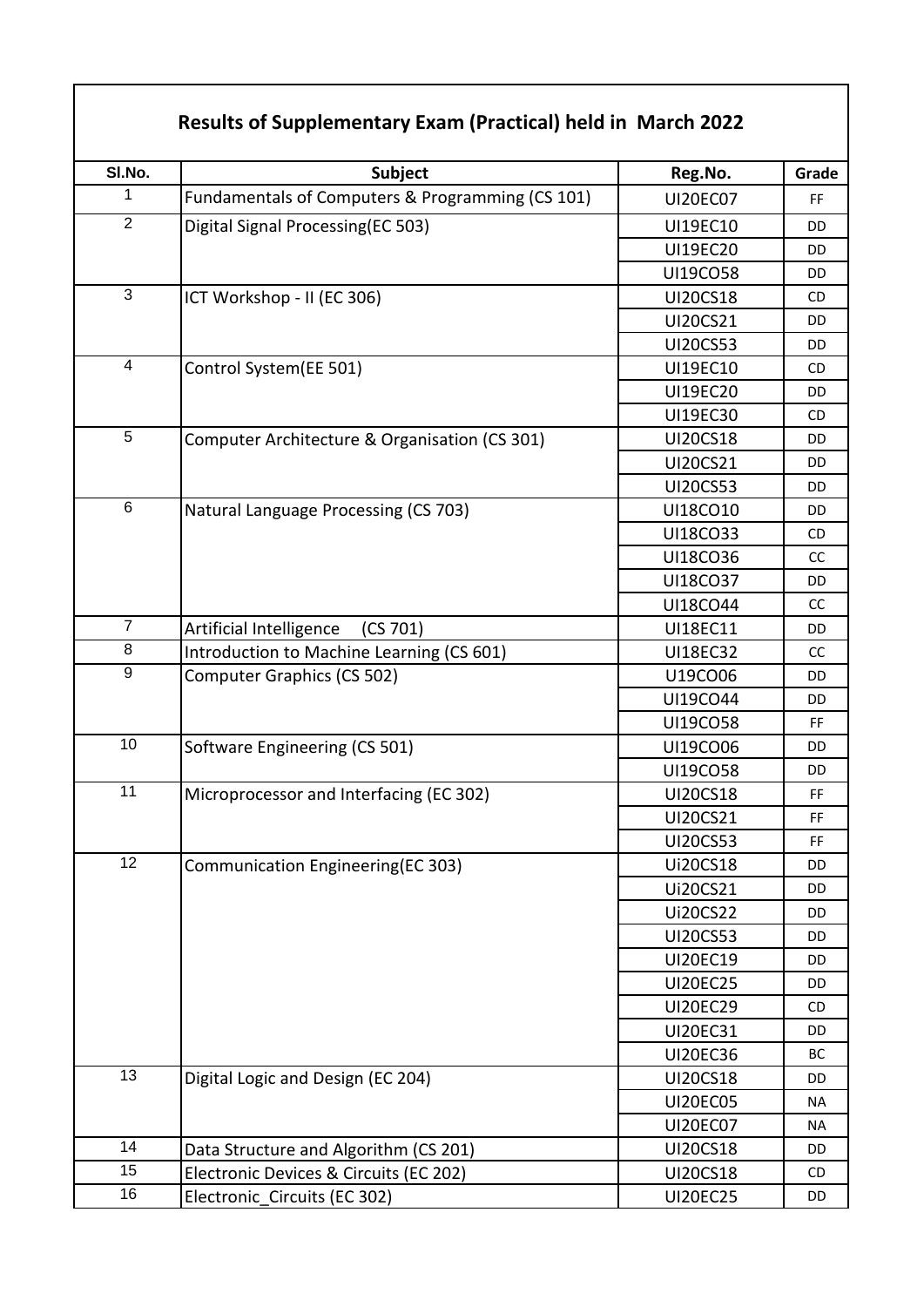# Results of Supplementary Exam (Practical) held in March 2022

| Sl.No. | Subject | Reg.No. | Grade |
|---|---|---|---|
| 1 | Fundamentals of Computers & Programming (CS 101) | UI20EC07 | FF |
| 2 | Digital Signal Processing(EC 503) | UI19EC10 | DD |
| | | UI19EC20 | DD |
| | | UI19CO58 | DD |
| 3 | ICT Workshop - II (EC 306) | UI20CS18 | CD |
| | | UI20CS21 | DD |
| | | UI20CS53 | DD |
| 4 | Control System(EE 501) | UI19EC10 | CD |
| | | UI19EC20 | DD |
| | | UI19EC30 | CD |
| 5 | Computer Architecture & Organisation (CS 301) | UI20CS18 | DD |
| | | UI20CS21 | DD |
| | | UI20CS53 | DD |
| 6 | Natural Language Processing (CS 703) | UI18CO10 | DD |
| | | UI18CO33 | CD |
| | | UI18CO36 | CC |
| | | UI18CO37 | DD |
| | | UI18CO44 | CC |
| 7 | Artificial Intelligence (CS 701) | UI18EC11 | DD |
| 8 | Introduction to Machine Learning (CS 601) | UI18EC32 | CC |
| 9 | Computer Graphics (CS 502) | U19CO06 | DD |
| | | UI19CO44 | DD |
| | | UI19CO58 | FF |
| 10 | Software Engineering (CS 501) | UI19CO06 | DD |
| | | UI19CO58 | DD |
| 11 | Microprocessor and Interfacing (EC 302) | UI20CS18 | FF |
| | | UI20CS21 | FF |
| | | UI20CS53 | FF |
| 12 | Communication Engineering(EC 303) | Ui20CS18 | DD |
| | | Ui20CS21 | DD |
| | | Ui20CS22 | DD |
| | | UI20CS53 | DD |
| | | UI20EC19 | DD |
| | | UI20EC25 | DD |
| | | UI20EC29 | CD |
| | | UI20EC31 | DD |
| | | UI20EC36 | BC |
| 13 | Digital Logic and Design (EC 204) | UI20CS18 | DD |
| | | UI20EC05 | NA |
| | | UI20EC07 | NA |
| 14 | Data Structure and Algorithm (CS 201) | UI20CS18 | DD |
| 15 | Electronic Devices & Circuits (EC 202) | UI20CS18 | CD |
| 16 | Electronic_Circuits (EC 302) | UI20EC25 | DD |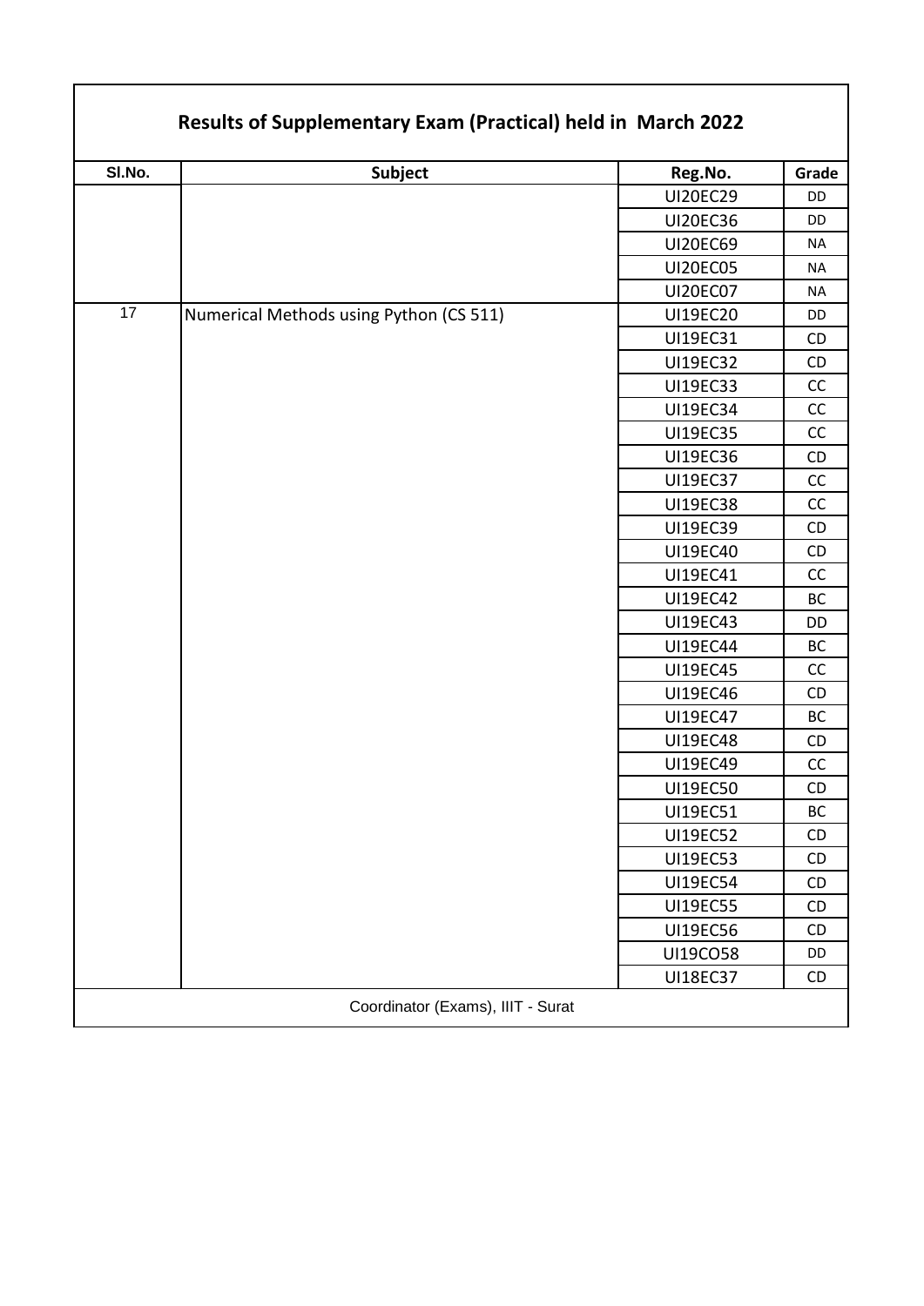## Results of Supplementary Exam (Practical) held in March 2022

| Sl.No. | Subject | Reg.No. | Grade |
|---|---|---|---|
| | | UI20EC29 | DD |
| | | UI20EC36 | DD |
| | | UI20EC69 | NA |
| | | UI20EC05 | NA |
| | | UI20EC07 | NA |
| 17 | Numerical Methods using Python (CS 511) | UI19EC20 | DD |
| | | UI19EC31 | CD |
| | | UI19EC32 | CD |
| | | UI19EC33 | CC |
| | | UI19EC34 | CC |
| | | UI19EC35 | CC |
| | | UI19EC36 | CD |
| | | UI19EC37 | CC |
| | | UI19EC38 | CC |
| | | UI19EC39 | CD |
| | | UI19EC40 | CD |
| | | UI19EC41 | CC |
| | | UI19EC42 | BC |
| | | UI19EC43 | DD |
| | | UI19EC44 | BC |
| | | UI19EC45 | CC |
| | | UI19EC46 | CD |
| | | UI19EC47 | BC |
| | | UI19EC48 | CD |
| | | UI19EC49 | CC |
| | | UI19EC50 | CD |
| | | UI19EC51 | BC |
| | | UI19EC52 | CD |
| | | UI19EC53 | CD |
| | | UI19EC54 | CD |
| | | UI19EC55 | CD |
| | | UI19EC56 | CD |
| | | UI19CO58 | DD |
| | | UI18EC37 | CD |

Coordinator (Exams), IIIT - Surat